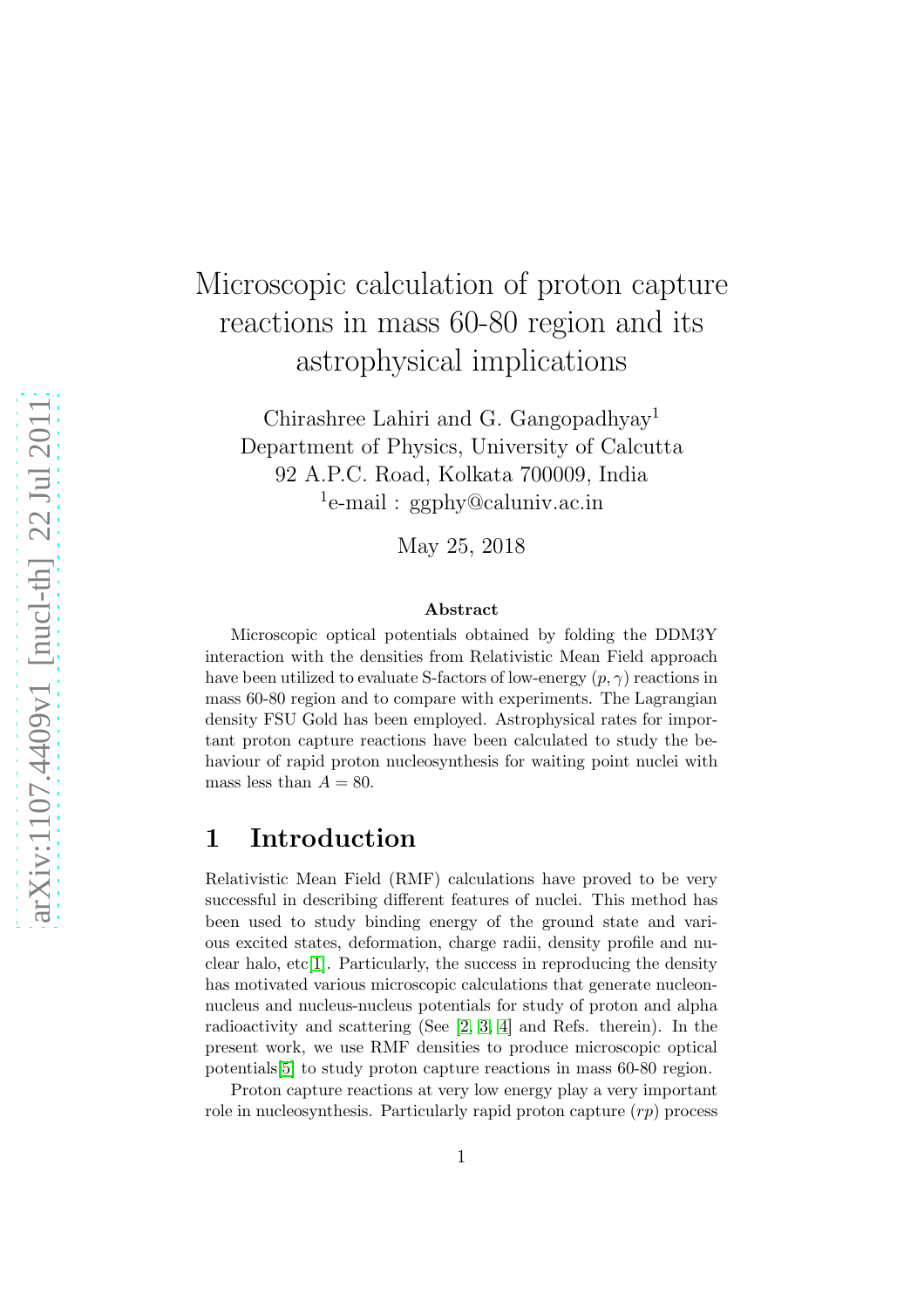# Microscopic calculation of proton capture reactions in mass 60-80 region and its astrophysical implications

Chirashree Lahiri and G. Gangopadhyay[1]
Department of Physics, University of Calcutta
92 A.P.C. Road, Kolkata 700009, India
[1]e-mail : ggphy@caluniv.ac.in

May 25, 2018

### Abstract

Microscopic optical potentials obtained by folding the DDM3Y interaction with the densities from Relativistic Mean Field approach have been utilized to evaluate S-factors of low-energy $(p, \gamma)$ reactions in mass 60-80 region and to compare with experiments. The Lagrangian density FSU Gold has been employed. Astrophysical rates for important proton capture reactions have been calculated to study the behaviour of rapid proton nucleosynthesis for waiting point nuclei with mass less than $A = 80$.

## 1 Introduction

Relativistic Mean Field (RMF) calculations have proved to be very successful in describing different features of nuclei. This method has been used to study binding energy of the ground state and various excited states, deformation, charge radii, density profile and nuclear halo, etc[1]. Particularly, the success in reproducing the density has motivated various microscopic calculations that generate nucleon-nucleus and nucleus-nucleus potentials for study of proton and alpha radioactivity and scattering (See [2, 3, 4] and Refs. therein). In the present work, we use RMF densities to produce microscopic optical potentials[5] to study proton capture reactions in mass 60-80 region.

Proton capture reactions at very low energy play a very important role in nucleosynthesis. Particularly rapid proton capture ($rp$) process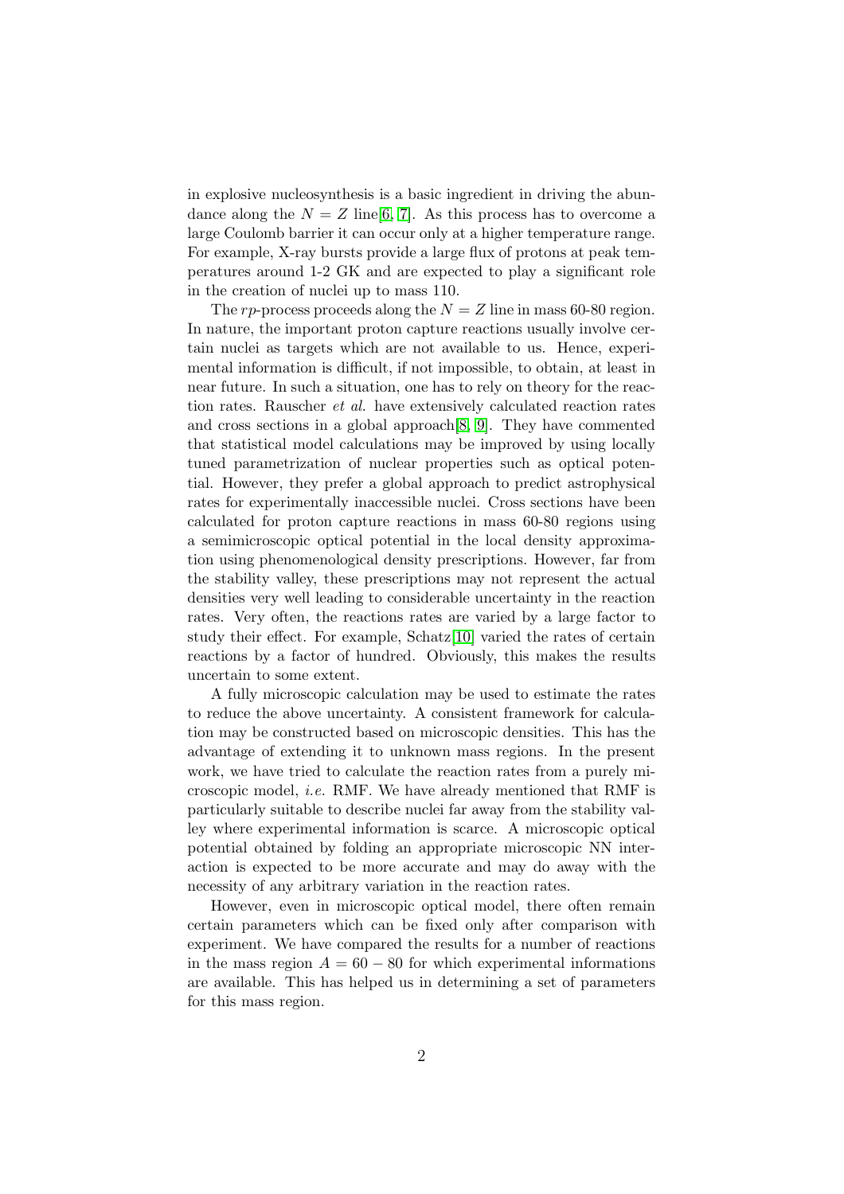in explosive nucleosynthesis is a basic ingredient in driving the abundance along the $N = Z$ line[6, 7]. As this process has to overcome a large Coulomb barrier it can occur only at a higher temperature range. For example, X-ray bursts provide a large flux of protons at peak temperatures around 1-2 GK and are expected to play a significant role in the creation of nuclei up to mass 110.

The *rp*-process proceeds along the $N = Z$ line in mass 60-80 region. In nature, the important proton capture reactions usually involve certain nuclei as targets which are not available to us. Hence, experimental information is difficult, if not impossible, to obtain, at least in near future. In such a situation, one has to rely on theory for the reaction rates. Rauscher *et al.* have extensively calculated reaction rates and cross sections in a global approach[8, 9]. They have commented that statistical model calculations may be improved by using locally tuned parametrization of nuclear properties such as optical potential. However, they prefer a global approach to predict astrophysical rates for experimentally inaccessible nuclei. Cross sections have been calculated for proton capture reactions in mass 60-80 regions using a semimicroscopic optical potential in the local density approximation using phenomenological density prescriptions. However, far from the stability valley, these prescriptions may not represent the actual densities very well leading to considerable uncertainty in the reaction rates. Very often, the reactions rates are varied by a large factor to study their effect. For example, Schatz[10] varied the rates of certain reactions by a factor of hundred. Obviously, this makes the results uncertain to some extent.

A fully microscopic calculation may be used to estimate the rates to reduce the above uncertainty. A consistent framework for calculation may be constructed based on microscopic densities. This has the advantage of extending it to unknown mass regions. In the present work, we have tried to calculate the reaction rates from a purely microscopic model, *i.e.* RMF. We have already mentioned that RMF is particularly suitable to describe nuclei far away from the stability valley where experimental information is scarce. A microscopic optical potential obtained by folding an appropriate microscopic NN interaction is expected to be more accurate and may do away with the necessity of any arbitrary variation in the reaction rates.

However, even in microscopic optical model, there often remain certain parameters which can be fixed only after comparison with experiment. We have compared the results for a number of reactions in the mass region $A = 60 - 80$ for which experimental informations are available. This has helped us in determining a set of parameters for this mass region.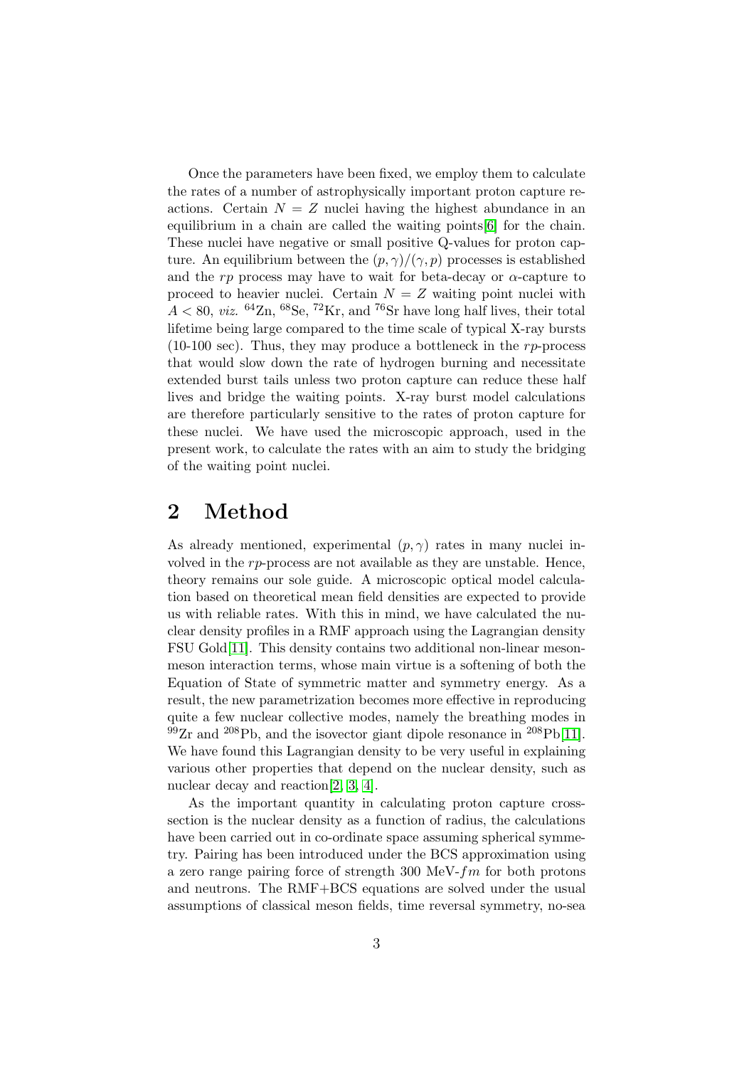Once the parameters have been fixed, we employ them to calculate the rates of a number of astrophysically important proton capture reactions. Certain $N = Z$ nuclei having the highest abundance in an equilibrium in a chain are called the waiting points[6] for the chain. These nuclei have negative or small positive Q-values for proton capture. An equilibrium between the $(p,\gamma)/(\gamma,p)$ processes is established and the $rp$ process may have to wait for beta-decay or $\alpha$-capture to proceed to heavier nuclei. Certain $N = Z$ waiting point nuclei with $A < 80$, *viz.* $^{64}$Zn, $^{68}$Se, $^{72}$Kr, and $^{76}$Sr have long half lives, their total lifetime being large compared to the time scale of typical X-ray bursts (10-100 sec). Thus, they may produce a bottleneck in the $rp$-process that would slow down the rate of hydrogen burning and necessitate extended burst tails unless two proton capture can reduce these half lives and bridge the waiting points. X-ray burst model calculations are therefore particularly sensitive to the rates of proton capture for these nuclei. We have used the microscopic approach, used in the present work, to calculate the rates with an aim to study the bridging of the waiting point nuclei.

## 2 Method

As already mentioned, experimental $(p,\gamma)$ rates in many nuclei involved in the $rp$-process are not available as they are unstable. Hence, theory remains our sole guide. A microscopic optical model calculation based on theoretical mean field densities are expected to provide us with reliable rates. With this in mind, we have calculated the nuclear density profiles in a RMF approach using the Lagrangian density FSU Gold[11]. This density contains two additional non-linear meson-meson interaction terms, whose main virtue is a softening of both the Equation of State of symmetric matter and symmetry energy. As a result, the new parametrization becomes more effective in reproducing quite a few nuclear collective modes, namely the breathing modes in $^{99}$Zr and $^{208}$Pb, and the isovector giant dipole resonance in $^{208}$Pb[11]. We have found this Lagrangian density to be very useful in explaining various other properties that depend on the nuclear density, such as nuclear decay and reaction[2, 3, 4].

As the important quantity in calculating proton capture cross-section is the nuclear density as a function of radius, the calculations have been carried out in co-ordinate space assuming spherical symmetry. Pairing has been introduced under the BCS approximation using a zero range pairing force of strength 300 MeV-$fm$ for both protons and neutrons. The RMF+BCS equations are solved under the usual assumptions of classical meson fields, time reversal symmetry, no-sea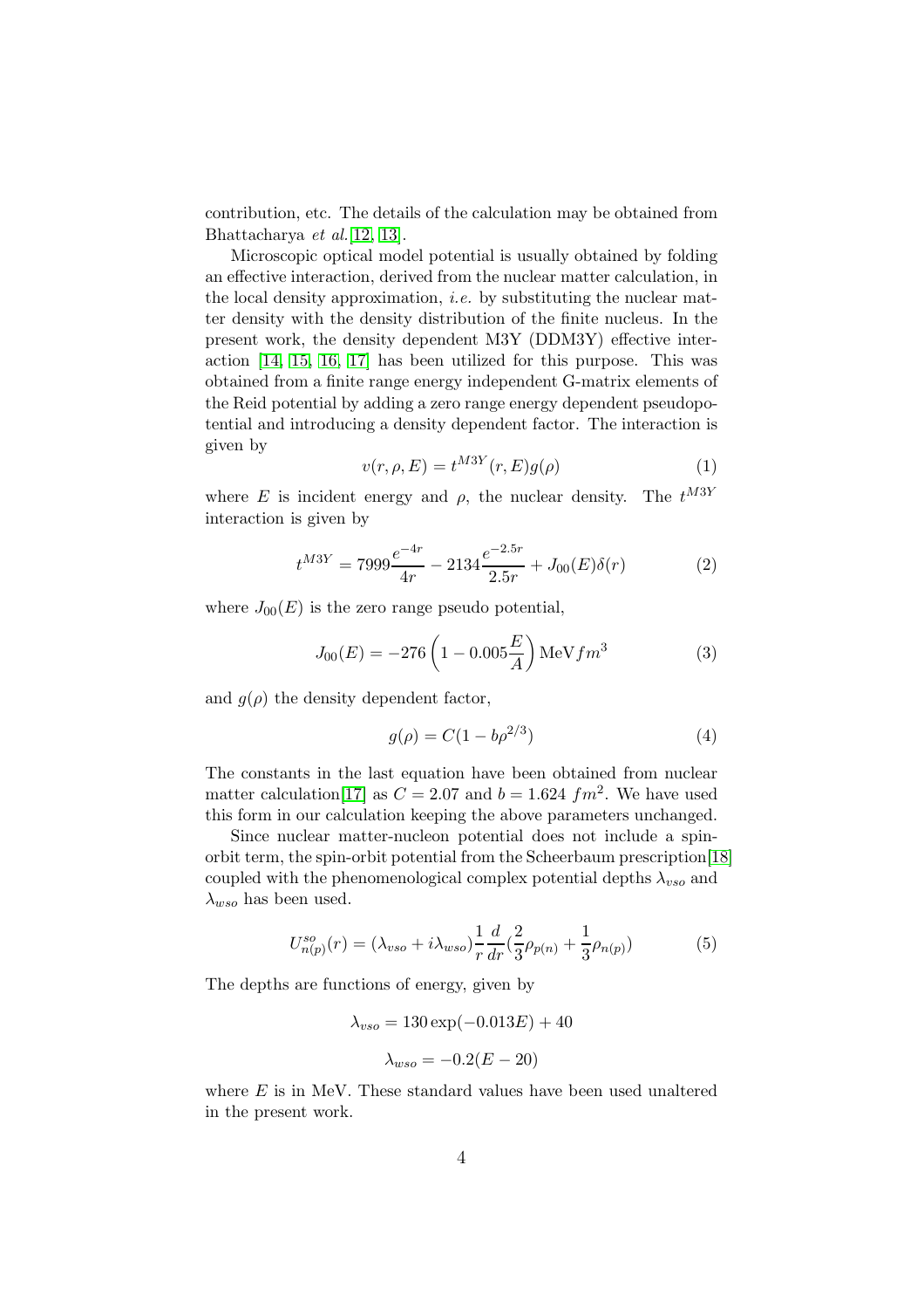contribution, etc. The details of the calculation may be obtained from Bhattacharya *et al.*[12, 13].

Microscopic optical model potential is usually obtained by folding an effective interaction, derived from the nuclear matter calculation, in the local density approximation, *i.e.* by substituting the nuclear matter density with the density distribution of the finite nucleus. In the present work, the density dependent M3Y (DDM3Y) effective interaction [14, 15, 16, 17] has been utilized for this purpose. This was obtained from a finite range energy independent G-matrix elements of the Reid potential by adding a zero range energy dependent pseudopotential and introducing a density dependent factor. The interaction is given by

$$v(r, \rho, E) = t^{M3Y}(r, E)g(\rho) \tag{1}$$

where $E$ is incident energy and $\rho$, the nuclear density. The $t^{M3Y}$ interaction is given by

$$t^{M3Y} = 7999\frac{e^{-4r}}{4r} - 2134\frac{e^{-2.5r}}{2.5r} + J_{00}(E)\delta(r) \tag{2}$$

where $J_{00}(E)$ is the zero range pseudo potential,

$$J_{00}(E) = -276\left(1 - 0.005\frac{E}{A}\right)\mathrm{MeV}\, fm^3 \tag{3}$$

and $g(\rho)$ the density dependent factor,

$$g(\rho) = C(1 - b\rho^{2/3}) \tag{4}$$

The constants in the last equation have been obtained from nuclear matter calculation[17] as $C = 2.07$ and $b = 1.624\ fm^2$. We have used this form in our calculation keeping the above parameters unchanged.

Since nuclear matter-nucleon potential does not include a spin-orbit term, the spin-orbit potential from the Scheerbaum prescription[18] coupled with the phenomenological complex potential depths $\lambda_{vso}$ and $\lambda_{wso}$ has been used.

$$U^{so}_{n(p)}(r) = (\lambda_{vso} + i\lambda_{wso})\frac{1}{r}\frac{d}{dr}(\frac{2}{3}\rho_{p(n)} + \frac{1}{3}\rho_{n(p)}) \tag{5}$$

The depths are functions of energy, given by

$$\lambda_{vso} = 130\exp(-0.013E) + 40$$

$$\lambda_{wso} = -0.2(E - 20)$$

where $E$ is in MeV. These standard values have been used unaltered in the present work.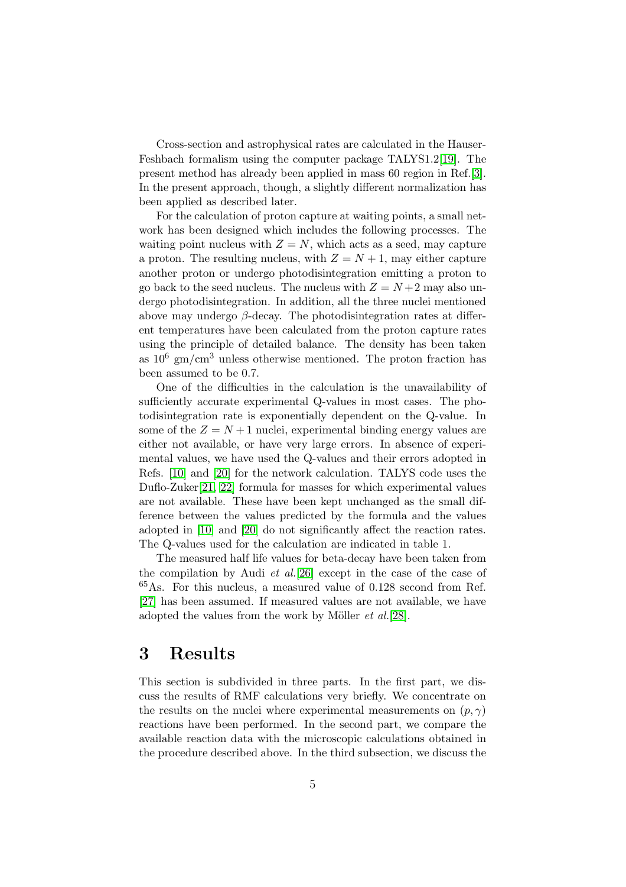Cross-section and astrophysical rates are calculated in the Hauser-Feshbach formalism using the computer package TALYS1.2[19]. The present method has already been applied in mass 60 region in Ref.[3]. In the present approach, though, a slightly different normalization has been applied as described later.

For the calculation of proton capture at waiting points, a small network has been designed which includes the following processes. The waiting point nucleus with $Z = N$, which acts as a seed, may capture a proton. The resulting nucleus, with $Z = N + 1$, may either capture another proton or undergo photodisintegration emitting a proton to go back to the seed nucleus. The nucleus with $Z = N + 2$ may also undergo photodisintegration. In addition, all the three nuclei mentioned above may undergo $\beta$-decay. The photodisintegration rates at different temperatures have been calculated from the proton capture rates using the principle of detailed balance. The density has been taken as $10^6$ gm/cm$^3$ unless otherwise mentioned. The proton fraction has been assumed to be 0.7.

One of the difficulties in the calculation is the unavailability of sufficiently accurate experimental Q-values in most cases. The photodisintegration rate is exponentially dependent on the Q-value. In some of the $Z = N + 1$ nuclei, experimental binding energy values are either not available, or have very large errors. In absence of experimental values, we have used the Q-values and their errors adopted in Refs. [10] and [20] for the network calculation. TALYS code uses the Duflo-Zuker[21, 22] formula for masses for which experimental values are not available. These have been kept unchanged as the small difference between the values predicted by the formula and the values adopted in [10] and [20] do not significantly affect the reaction rates. The Q-values used for the calculation are indicated in table 1.

The measured half life values for beta-decay have been taken from the compilation by Audi *et al.*[26] except in the case of the case of $^{65}$As. For this nucleus, a measured value of 0.128 second from Ref. [27] has been assumed. If measured values are not available, we have adopted the values from the work by Möller *et al.*[28].

# 3 Results

This section is subdivided in three parts. In the first part, we discuss the results of RMF calculations very briefly. We concentrate on the results on the nuclei where experimental measurements on $(p, \gamma)$ reactions have been performed. In the second part, we compare the available reaction data with the microscopic calculations obtained in the procedure described above. In the third subsection, we discuss the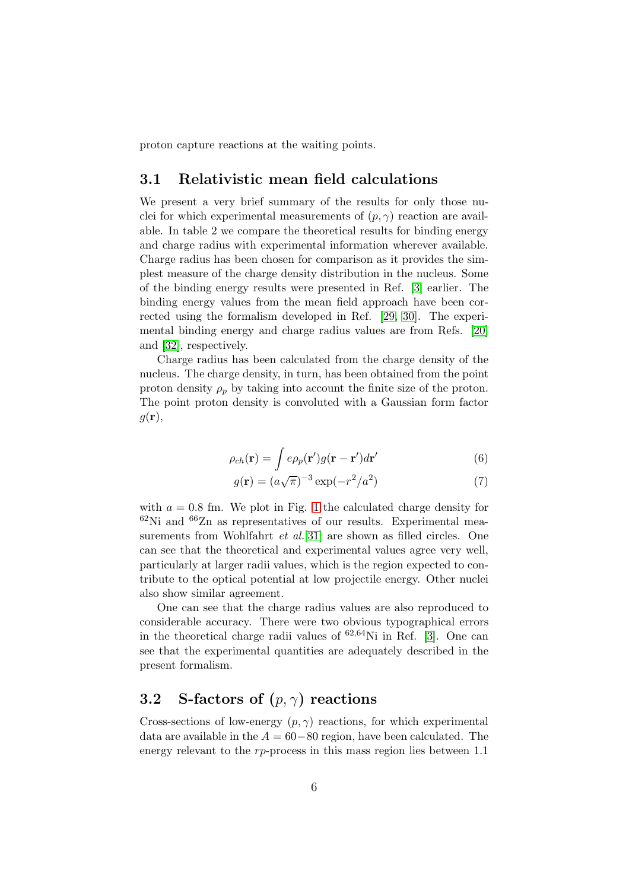proton capture reactions at the waiting points.

## 3.1 Relativistic mean field calculations

We present a very brief summary of the results for only those nuclei for which experimental measurements of $(p,\gamma)$ reaction are available. In table 2 we compare the theoretical results for binding energy and charge radius with experimental information wherever available. Charge radius has been chosen for comparison as it provides the simplest measure of the charge density distribution in the nucleus. Some of the binding energy results were presented in Ref. [3] earlier. The binding energy values from the mean field approach have been corrected using the formalism developed in Ref. [29, 30]. The experimental binding energy and charge radius values are from Refs. [20] and [32], respectively.

Charge radius has been calculated from the charge density of the nucleus. The charge density, in turn, has been obtained from the point proton density $\rho_p$ by taking into account the finite size of the proton. The point proton density is convoluted with a Gaussian form factor $g(\mathbf{r})$,

$$\rho_{ch}(\mathbf{r}) = \int e\rho_p(\mathbf{r}')g(\mathbf{r}-\mathbf{r}')d\mathbf{r}' \tag{6}$$

$$g(\mathbf{r}) = (a\sqrt{\pi})^{-3}\exp(-r^2/a^2) \tag{7}$$

with $a = 0.8$ fm. We plot in Fig. 1 the calculated charge density for $^{62}$Ni and $^{66}$Zn as representatives of our results. Experimental measurements from Wohlfahrt *et al.*[31] are shown as filled circles. One can see that the theoretical and experimental values agree very well, particularly at larger radii values, which is the region expected to contribute to the optical potential at low projectile energy. Other nuclei also show similar agreement.

One can see that the charge radius values are also reproduced to considerable accuracy. There were two obvious typographical errors in the theoretical charge radii values of $^{62,64}$Ni in Ref. [3]. One can see that the experimental quantities are adequately described in the present formalism.

## 3.2 S-factors of $(p,\gamma)$ reactions

Cross-sections of low-energy $(p,\gamma)$ reactions, for which experimental data are available in the $A = 60-80$ region, have been calculated. The energy relevant to the *rp*-process in this mass region lies between 1.1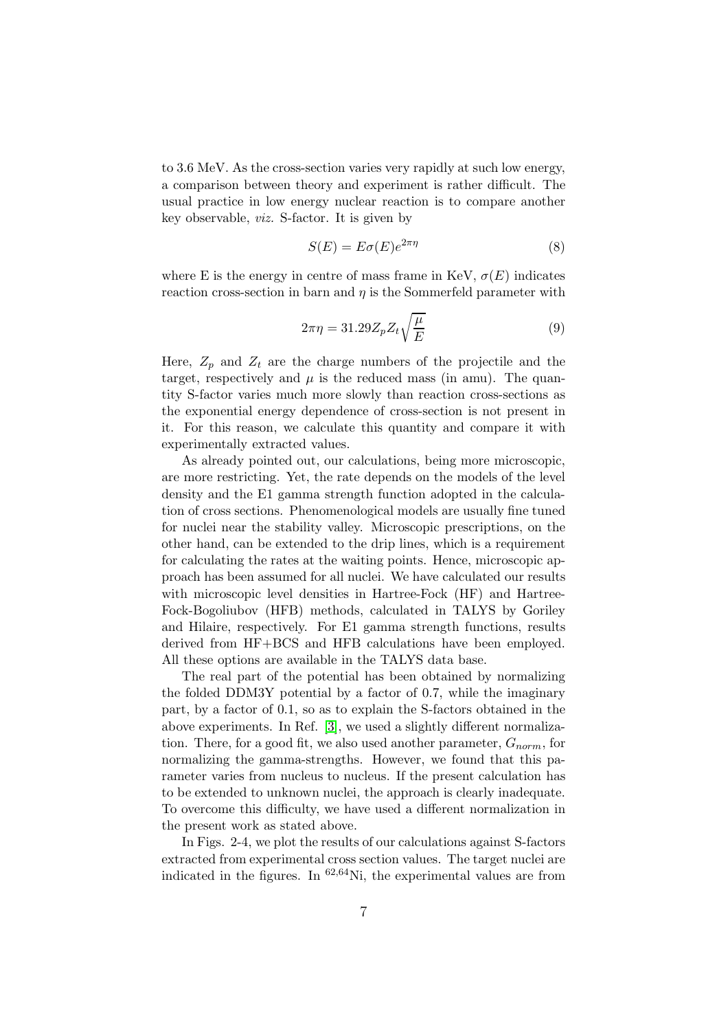to 3.6 MeV. As the cross-section varies very rapidly at such low energy, a comparison between theory and experiment is rather difficult. The usual practice in low energy nuclear reaction is to compare another key observable, *viz.* S-factor. It is given by

$$S(E) = E\sigma(E)e^{2\pi\eta} \tag{8}$$

where E is the energy in centre of mass frame in KeV, $\sigma(E)$ indicates reaction cross-section in barn and $\eta$ is the Sommerfeld parameter with

$$2\pi\eta = 31.29 Z_p Z_t \sqrt{\frac{\mu}{E}} \tag{9}$$

Here, $Z_p$ and $Z_t$ are the charge numbers of the projectile and the target, respectively and $\mu$ is the reduced mass (in amu). The quantity S-factor varies much more slowly than reaction cross-sections as the exponential energy dependence of cross-section is not present in it. For this reason, we calculate this quantity and compare it with experimentally extracted values.

As already pointed out, our calculations, being more microscopic, are more restricting. Yet, the rate depends on the models of the level density and the E1 gamma strength function adopted in the calculation of cross sections. Phenomenological models are usually fine tuned for nuclei near the stability valley. Microscopic prescriptions, on the other hand, can be extended to the drip lines, which is a requirement for calculating the rates at the waiting points. Hence, microscopic approach has been assumed for all nuclei. We have calculated our results with microscopic level densities in Hartree-Fock (HF) and Hartree-Fock-Bogoliubov (HFB) methods, calculated in TALYS by Goriley and Hilaire, respectively. For E1 gamma strength functions, results derived from HF+BCS and HFB calculations have been employed. All these options are available in the TALYS data base.

The real part of the potential has been obtained by normalizing the folded DDM3Y potential by a factor of 0.7, while the imaginary part, by a factor of 0.1, so as to explain the S-factors obtained in the above experiments. In Ref. [3], we used a slightly different normalization. There, for a good fit, we also used another parameter, $G_{norm}$, for normalizing the gamma-strengths. However, we found that this parameter varies from nucleus to nucleus. If the present calculation has to be extended to unknown nuclei, the approach is clearly inadequate. To overcome this difficulty, we have used a different normalization in the present work as stated above.

In Figs. 2-4, we plot the results of our calculations against S-factors extracted from experimental cross section values. The target nuclei are indicated in the figures. In $^{62,64}$Ni, the experimental values are from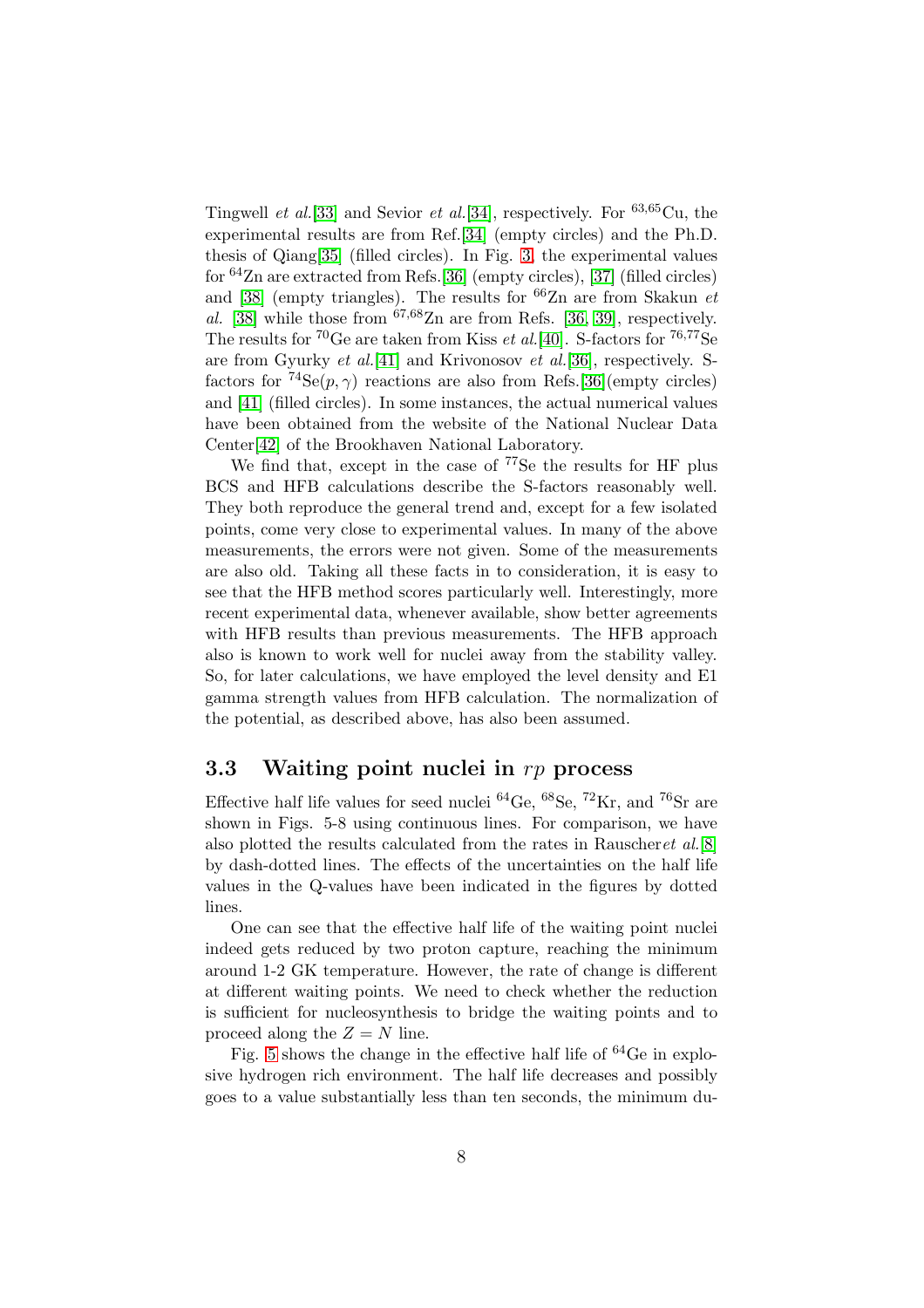Tingwell *et al.*[33] and Sevior *et al.*[34], respectively. For $^{63,65}$Cu, the experimental results are from Ref.[34] (empty circles) and the Ph.D. thesis of Qiang[35] (filled circles). In Fig. 3, the experimental values for $^{64}$Zn are extracted from Refs.[36] (empty circles), [37] (filled circles) and [38] (empty triangles). The results for $^{66}$Zn are from Skakun *et al.* [38] while those from $^{67,68}$Zn are from Refs. [36, 39], respectively. The results for $^{70}$Ge are taken from Kiss *et al.*[40]. S-factors for $^{76,77}$Se are from Gyurky *et al.*[41] and Krivonosov *et al.*[36], respectively. S-factors for $^{74}$Se$(p, \gamma)$ reactions are also from Refs.[36](empty circles) and [41] (filled circles). In some instances, the actual numerical values have been obtained from the website of the National Nuclear Data Center[42] of the Brookhaven National Laboratory.

We find that, except in the case of $^{77}$Se the results for HF plus BCS and HFB calculations describe the S-factors reasonably well. They both reproduce the general trend and, except for a few isolated points, come very close to experimental values. In many of the above measurements, the errors were not given. Some of the measurements are also old. Taking all these facts in to consideration, it is easy to see that the HFB method scores particularly well. Interestingly, more recent experimental data, whenever available, show better agreements with HFB results than previous measurements. The HFB approach also is known to work well for nuclei away from the stability valley. So, for later calculations, we have employed the level density and E1 gamma strength values from HFB calculation. The normalization of the potential, as described above, has also been assumed.

### 3.3 Waiting point nuclei in *rp* process

Effective half life values for seed nuclei $^{64}$Ge, $^{68}$Se, $^{72}$Kr, and $^{76}$Sr are shown in Figs. 5-8 using continuous lines. For comparison, we have also plotted the results calculated from the rates in Rauscher*et al.*[8] by dash-dotted lines. The effects of the uncertainties on the half life values in the Q-values have been indicated in the figures by dotted lines.

One can see that the effective half life of the waiting point nuclei indeed gets reduced by two proton capture, reaching the minimum around 1-2 GK temperature. However, the rate of change is different at different waiting points. We need to check whether the reduction is sufficient for nucleosynthesis to bridge the waiting points and to proceed along the $Z = N$ line.

Fig. 5 shows the change in the effective half life of $^{64}$Ge in explosive hydrogen rich environment. The half life decreases and possibly goes to a value substantially less than ten seconds, the minimum du-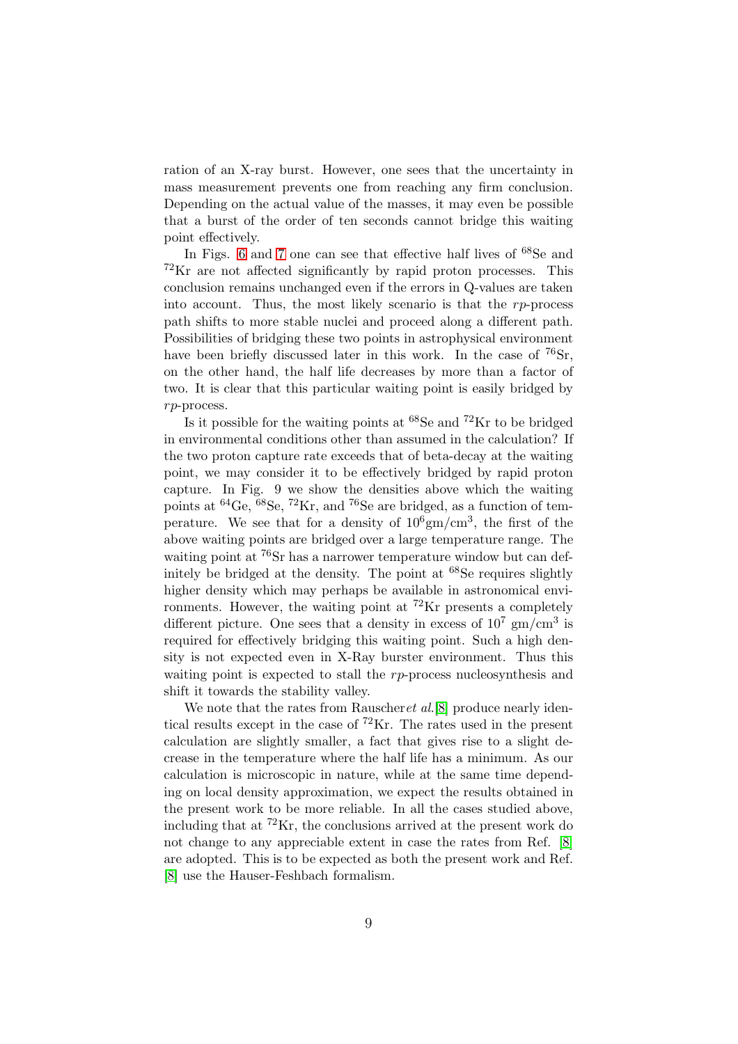ration of an X-ray burst. However, one sees that the uncertainty in mass measurement prevents one from reaching any firm conclusion. Depending on the actual value of the masses, it may even be possible that a burst of the order of ten seconds cannot bridge this waiting point effectively.

In Figs. 6 and 7 one can see that effective half lives of $^{68}$Se and $^{72}$Kr are not affected significantly by rapid proton processes. This conclusion remains unchanged even if the errors in Q-values are taken into account. Thus, the most likely scenario is that the *rp*-process path shifts to more stable nuclei and proceed along a different path. Possibilities of bridging these two points in astrophysical environment have been briefly discussed later in this work. In the case of $^{76}$Sr, on the other hand, the half life decreases by more than a factor of two. It is clear that this particular waiting point is easily bridged by *rp*-process.

Is it possible for the waiting points at $^{68}$Se and $^{72}$Kr to be bridged in environmental conditions other than assumed in the calculation? If the two proton capture rate exceeds that of beta-decay at the waiting point, we may consider it to be effectively bridged by rapid proton capture. In Fig. 9 we show the densities above which the waiting points at $^{64}$Ge, $^{68}$Se, $^{72}$Kr, and $^{76}$Se are bridged, as a function of temperature. We see that for a density of $10^6$gm/cm$^3$, the first of the above waiting points are bridged over a large temperature range. The waiting point at $^{76}$Sr has a narrower temperature window but can definitely be bridged at the density. The point at $^{68}$Se requires slightly higher density which may perhaps be available in astronomical environments. However, the waiting point at $^{72}$Kr presents a completely different picture. One sees that a density in excess of $10^7$ gm/cm$^3$ is required for effectively bridging this waiting point. Such a high density is not expected even in X-Ray burster environment. Thus this waiting point is expected to stall the *rp*-process nucleosynthesis and shift it towards the stability valley.

We note that the rates from Rauscher*et al.*[8] produce nearly identical results except in the case of $^{72}$Kr. The rates used in the present calculation are slightly smaller, a fact that gives rise to a slight decrease in the temperature where the half life has a minimum. As our calculation is microscopic in nature, while at the same time depending on local density approximation, we expect the results obtained in the present work to be more reliable. In all the cases studied above, including that at $^{72}$Kr, the conclusions arrived at the present work do not change to any appreciable extent in case the rates from Ref. [8] are adopted. This is to be expected as both the present work and Ref. [8] use the Hauser-Feshbach formalism.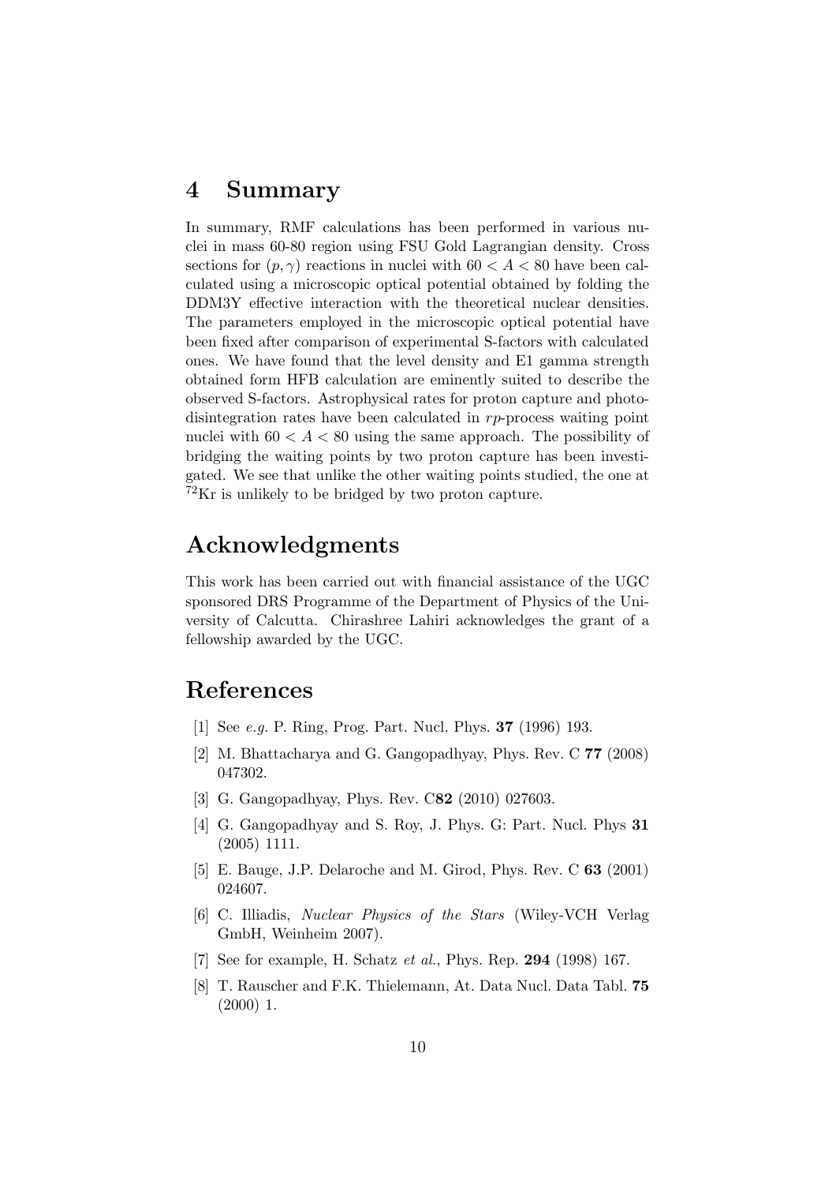# 4 Summary

In summary, RMF calculations has been performed in various nuclei in mass 60-80 region using FSU Gold Lagrangian density. Cross sections for $(p,\gamma)$ reactions in nuclei with $60 < A < 80$ have been calculated using a microscopic optical potential obtained by folding the DDM3Y effective interaction with the theoretical nuclear densities. The parameters employed in the microscopic optical potential have been fixed after comparison of experimental S-factors with calculated ones. We have found that the level density and E1 gamma strength obtained form HFB calculation are eminently suited to describe the observed S-factors. Astrophysical rates for proton capture and photodisintegration rates have been calculated in *rp*-process waiting point nuclei with $60 < A < 80$ using the same approach. The possibility of bridging the waiting points by two proton capture has been investigated. We see that unlike the other waiting points studied, the one at $^{72}$Kr is unlikely to be bridged by two proton capture.

# Acknowledgments

This work has been carried out with financial assistance of the UGC sponsored DRS Programme of the Department of Physics of the University of Calcutta. Chirashree Lahiri acknowledges the grant of a fellowship awarded by the UGC.

# References

[1] See *e.g.* P. Ring, Prog. Part. Nucl. Phys. **37** (1996) 193.

[2] M. Bhattacharya and G. Gangopadhyay, Phys. Rev. C **77** (2008) 047302.

[3] G. Gangopadhyay, Phys. Rev. C**82** (2010) 027603.

[4] G. Gangopadhyay and S. Roy, J. Phys. G: Part. Nucl. Phys **31** (2005) 1111.

[5] E. Bauge, J.P. Delaroche and M. Girod, Phys. Rev. C **63** (2001) 024607.

[6] C. Illiadis, *Nuclear Physics of the Stars* (Wiley-VCH Verlag GmbH, Weinheim 2007).

[7] See for example, H. Schatz *et al.*, Phys. Rep. **294** (1998) 167.

[8] T. Rauscher and F.K. Thielemann, At. Data Nucl. Data Tabl. **75** (2000) 1.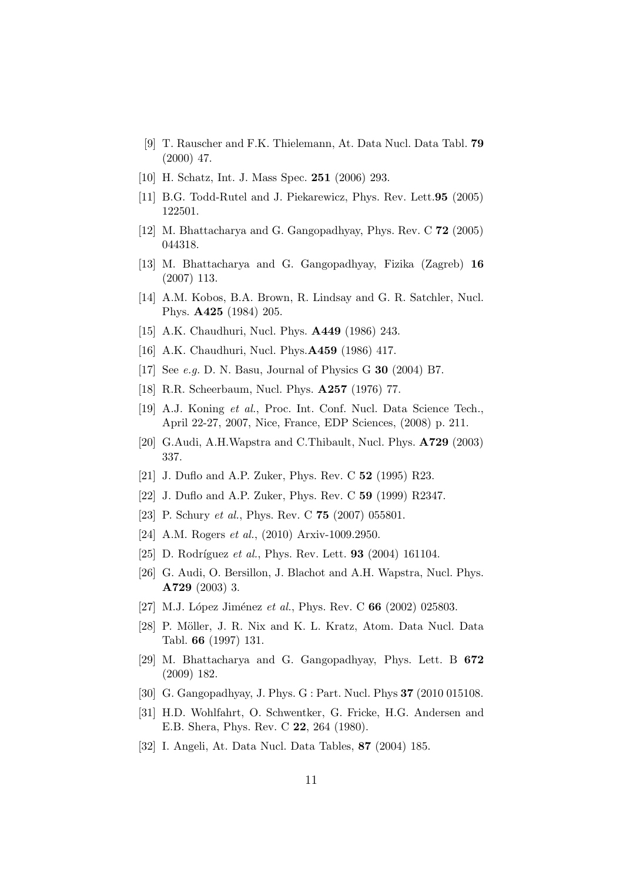[9] T. Rauscher and F.K. Thielemann, At. Data Nucl. Data Tabl. **79** (2000) 47.

[10] H. Schatz, Int. J. Mass Spec. **251** (2006) 293.

[11] B.G. Todd-Rutel and J. Piekarewicz, Phys. Rev. Lett.**95** (2005) 122501.

[12] M. Bhattacharya and G. Gangopadhyay, Phys. Rev. C **72** (2005) 044318.

[13] M. Bhattacharya and G. Gangopadhyay, Fizika (Zagreb) **16** (2007) 113.

[14] A.M. Kobos, B.A. Brown, R. Lindsay and G. R. Satchler, Nucl. Phys. **A425** (1984) 205.

[15] A.K. Chaudhuri, Nucl. Phys. **A449** (1986) 243.

[16] A.K. Chaudhuri, Nucl. Phys.**A459** (1986) 417.

[17] See *e.g.* D. N. Basu, Journal of Physics G **30** (2004) B7.

[18] R.R. Scheerbaum, Nucl. Phys. **A257** (1976) 77.

[19] A.J. Koning *et al.*, Proc. Int. Conf. Nucl. Data Science Tech., April 22-27, 2007, Nice, France, EDP Sciences, (2008) p. 211.

[20] G.Audi, A.H.Wapstra and C.Thibault, Nucl. Phys. **A729** (2003) 337.

[21] J. Duflo and A.P. Zuker, Phys. Rev. C **52** (1995) R23.

[22] J. Duflo and A.P. Zuker, Phys. Rev. C **59** (1999) R2347.

[23] P. Schury *et al.*, Phys. Rev. C **75** (2007) 055801.

[24] A.M. Rogers *et al.*, (2010) Arxiv-1009.2950.

[25] D. Rodríguez *et al.*, Phys. Rev. Lett. **93** (2004) 161104.

[26] G. Audi, O. Bersillon, J. Blachot and A.H. Wapstra, Nucl. Phys. **A729** (2003) 3.

[27] M.J. López Jiménez *et al.*, Phys. Rev. C **66** (2002) 025803.

[28] P. Möller, J. R. Nix and K. L. Kratz, Atom. Data Nucl. Data Tabl. **66** (1997) 131.

[29] M. Bhattacharya and G. Gangopadhyay, Phys. Lett. B **672** (2009) 182.

[30] G. Gangopadhyay, J. Phys. G : Part. Nucl. Phys **37** (2010 015108.

[31] H.D. Wohlfahrt, O. Schwentker, G. Fricke, H.G. Andersen and E.B. Shera, Phys. Rev. C **22**, 264 (1980).

[32] I. Angeli, At. Data Nucl. Data Tables, **87** (2004) 185.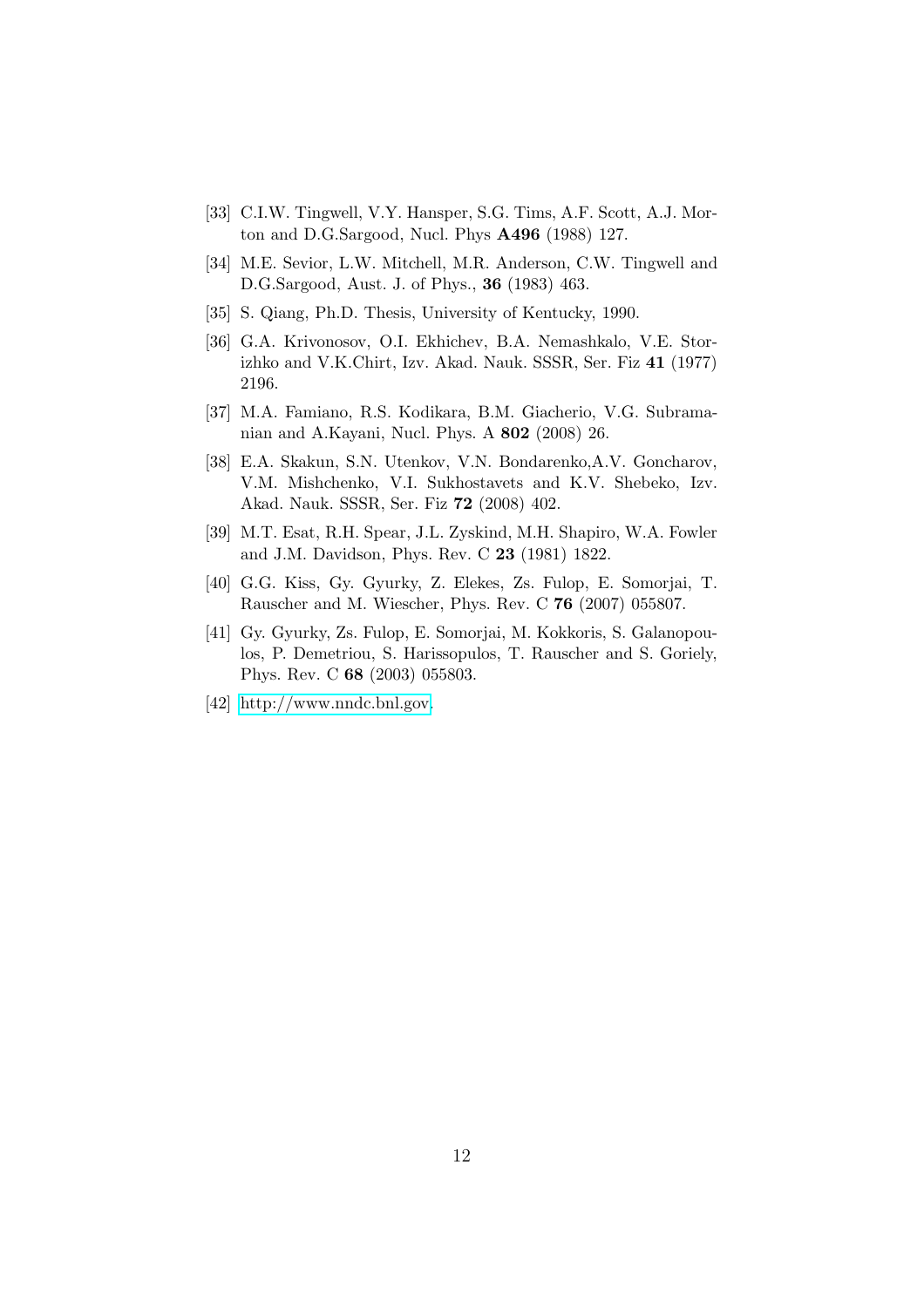[33] C.I.W. Tingwell, V.Y. Hansper, S.G. Tims, A.F. Scott, A.J. Morton and D.G.Sargood, Nucl. Phys **A496** (1988) 127.

[34] M.E. Sevior, L.W. Mitchell, M.R. Anderson, C.W. Tingwell and D.G.Sargood, Aust. J. of Phys., **36** (1983) 463.

[35] S. Qiang, Ph.D. Thesis, University of Kentucky, 1990.

[36] G.A. Krivonosov, O.I. Ekhichev, B.A. Nemashkalo, V.E. Storizhko and V.K.Chirt, Izv. Akad. Nauk. SSSR, Ser. Fiz **41** (1977) 2196.

[37] M.A. Famiano, R.S. Kodikara, B.M. Giacherio, V.G. Subramanian and A.Kayani, Nucl. Phys. A **802** (2008) 26.

[38] E.A. Skakun, S.N. Utenkov, V.N. Bondarenko,A.V. Goncharov, V.M. Mishchenko, V.I. Sukhostavets and K.V. Shebeko, Izv. Akad. Nauk. SSSR, Ser. Fiz **72** (2008) 402.

[39] M.T. Esat, R.H. Spear, J.L. Zyskind, M.H. Shapiro, W.A. Fowler and J.M. Davidson, Phys. Rev. C **23** (1981) 1822.

[40] G.G. Kiss, Gy. Gyurky, Z. Elekes, Zs. Fulop, E. Somorjai, T. Rauscher and M. Wiescher, Phys. Rev. C **76** (2007) 055807.

[41] Gy. Gyurky, Zs. Fulop, E. Somorjai, M. Kokkoris, S. Galanopoulos, P. Demetriou, S. Harissopulos, T. Rauscher and S. Goriely, Phys. Rev. C **68** (2003) 055803.

[42] http://www.nndc.bnl.gov.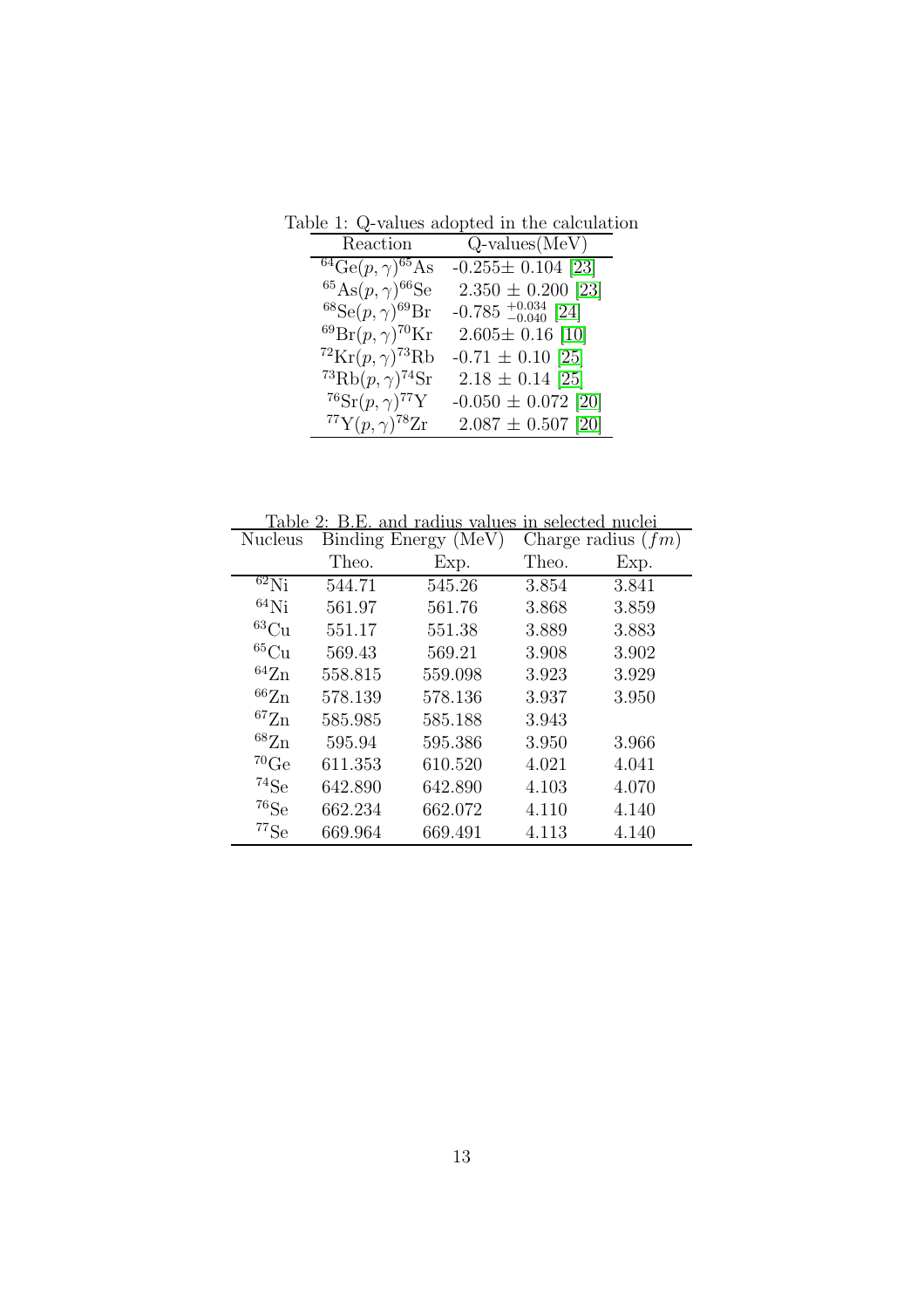Table 1: Q-values adopted in the calculation

| Reaction | Q-values(MeV) |
|---|---|
| $^{64}$Ge$(p,\gamma)^{65}$As | -0.255± 0.104 [23] |
| $^{65}$As$(p,\gamma)^{66}$Se | 2.350 ± 0.200 [23] |
| $^{68}$Se$(p,\gamma)^{69}$Br | -0.785 $^{+0.034}_{-0.040}$ [24] |
| $^{69}$Br$(p,\gamma)^{70}$Kr | 2.605± 0.16 [10] |
| $^{72}$Kr$(p,\gamma)^{73}$Rb | -0.71 ± 0.10 [25] |
| $^{73}$Rb$(p,\gamma)^{74}$Sr | 2.18 ± 0.14 [25] |
| $^{76}$Sr$(p,\gamma)^{77}$Y | -0.050 ± 0.072 [20] |
| $^{77}$Y$(p,\gamma)^{78}$Zr | 2.087 ± 0.507 [20] |

Table 2: B.E. and radius values in selected nuclei

| Nucleus | Binding Energy (MeV) | | Charge radius ($fm$) | |
|---|---|---|---|---|
| | Theo. | Exp. | Theo. | Exp. |
| $^{62}$Ni | 544.71 | 545.26 | 3.854 | 3.841 |
| $^{64}$Ni | 561.97 | 561.76 | 3.868 | 3.859 |
| $^{63}$Cu | 551.17 | 551.38 | 3.889 | 3.883 |
| $^{65}$Cu | 569.43 | 569.21 | 3.908 | 3.902 |
| $^{64}$Zn | 558.815 | 559.098 | 3.923 | 3.929 |
| $^{66}$Zn | 578.139 | 578.136 | 3.937 | 3.950 |
| $^{67}$Zn | 585.985 | 585.188 | 3.943 | |
| $^{68}$Zn | 595.94 | 595.386 | 3.950 | 3.966 |
| $^{70}$Ge | 611.353 | 610.520 | 4.021 | 4.041 |
| $^{74}$Se | 642.890 | 642.890 | 4.103 | 4.070 |
| $^{76}$Se | 662.234 | 662.072 | 4.110 | 4.140 |
| $^{77}$Se | 669.964 | 669.491 | 4.113 | 4.140 |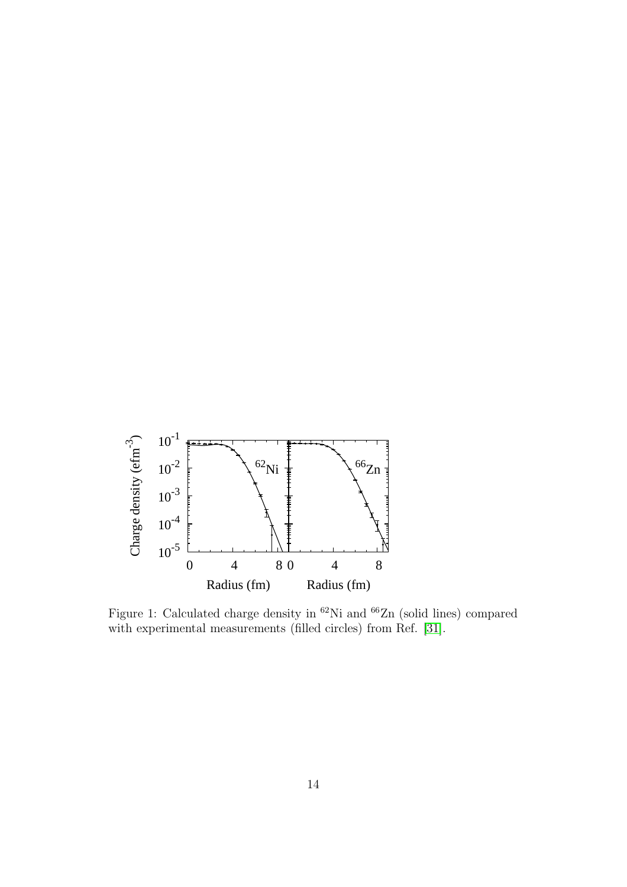Figure 1: Calculated charge density in $^{62}$Ni and $^{66}$Zn (solid lines) compared with experimental measurements (filled circles) from Ref. [31].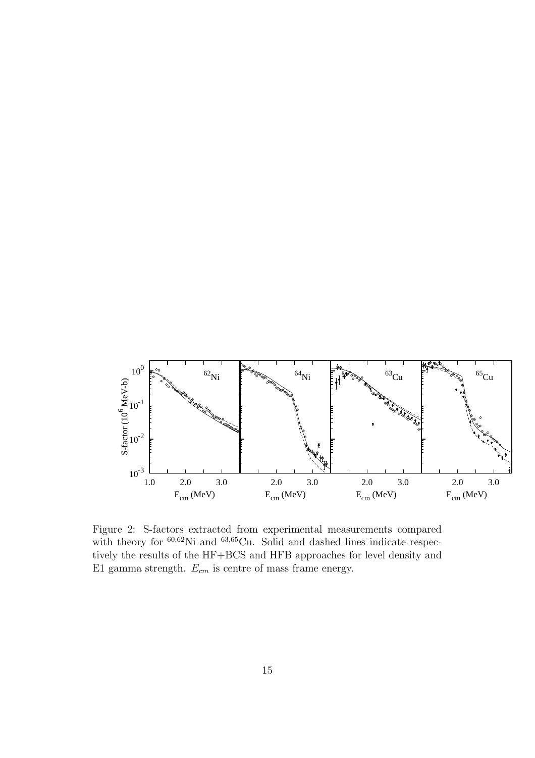Figure 2: S-factors extracted from experimental measurements compared with theory for $^{60,62}$Ni and $^{63,65}$Cu. Solid and dashed lines indicate respectively the results of the HF+BCS and HFB approaches for level density and E1 gamma strength. $E_{cm}$ is centre of mass frame energy.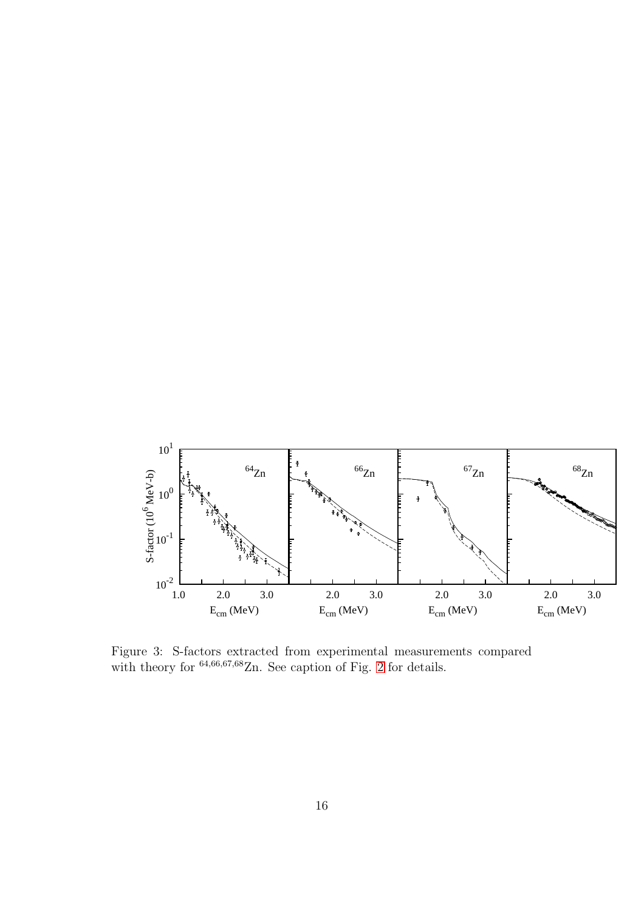Figure 3: S-factors extracted from experimental measurements compared with theory for $^{64,66,67,68}$Zn. See caption of Fig. 2 for details.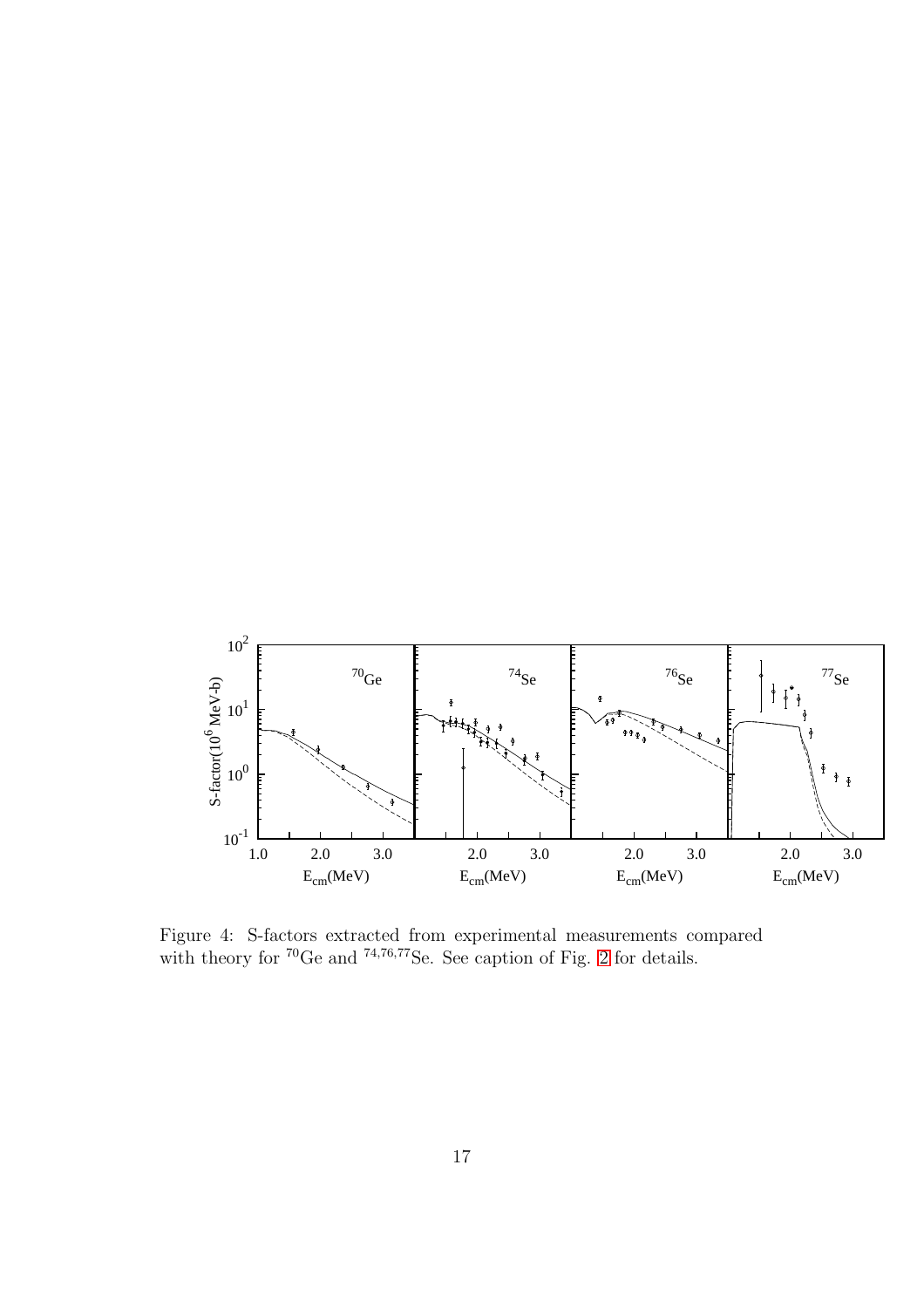Figure 4: S-factors extracted from experimental measurements compared with theory for $^{70}$Ge and $^{74,76,77}$Se. See caption of Fig. 2 for details.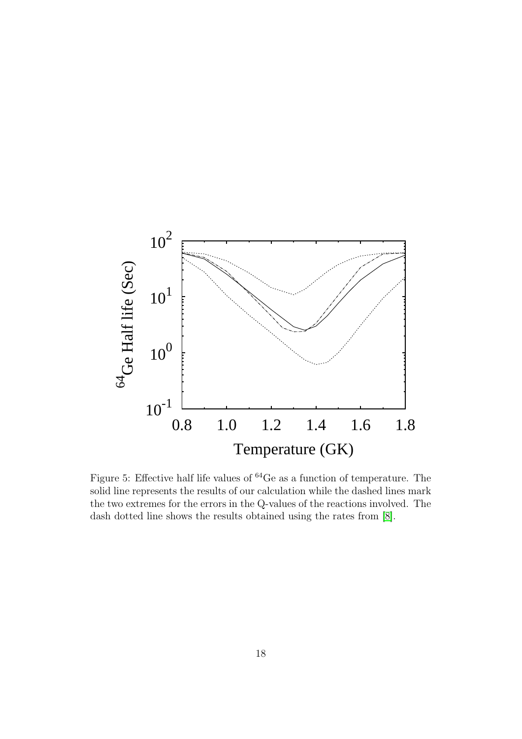Figure 5: Effective half life values of $^{64}$Ge as a function of temperature. The solid line represents the results of our calculation while the dashed lines mark the two extremes for the errors in the Q-values of the reactions involved. The dash dotted line shows the results obtained using the rates from [8].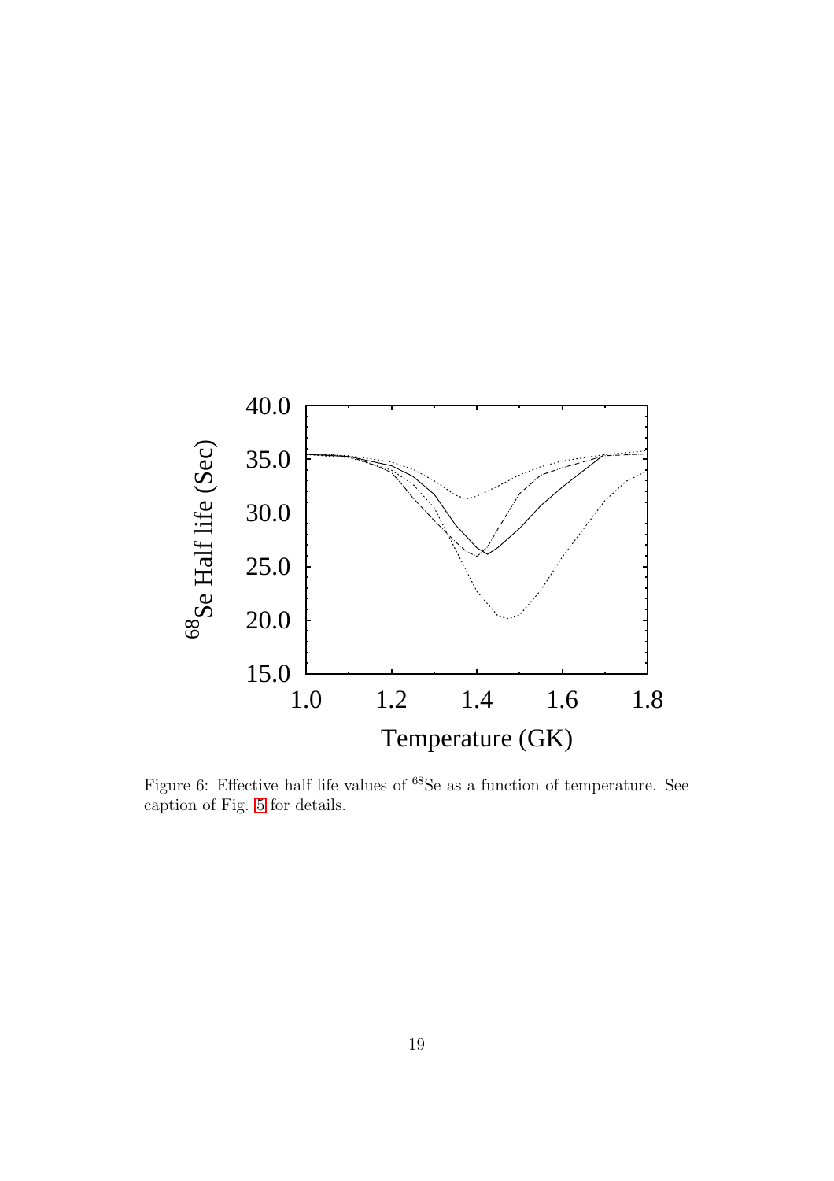Figure 6: Effective half life values of $^{68}$Se as a function of temperature. See caption of Fig. 5 for details.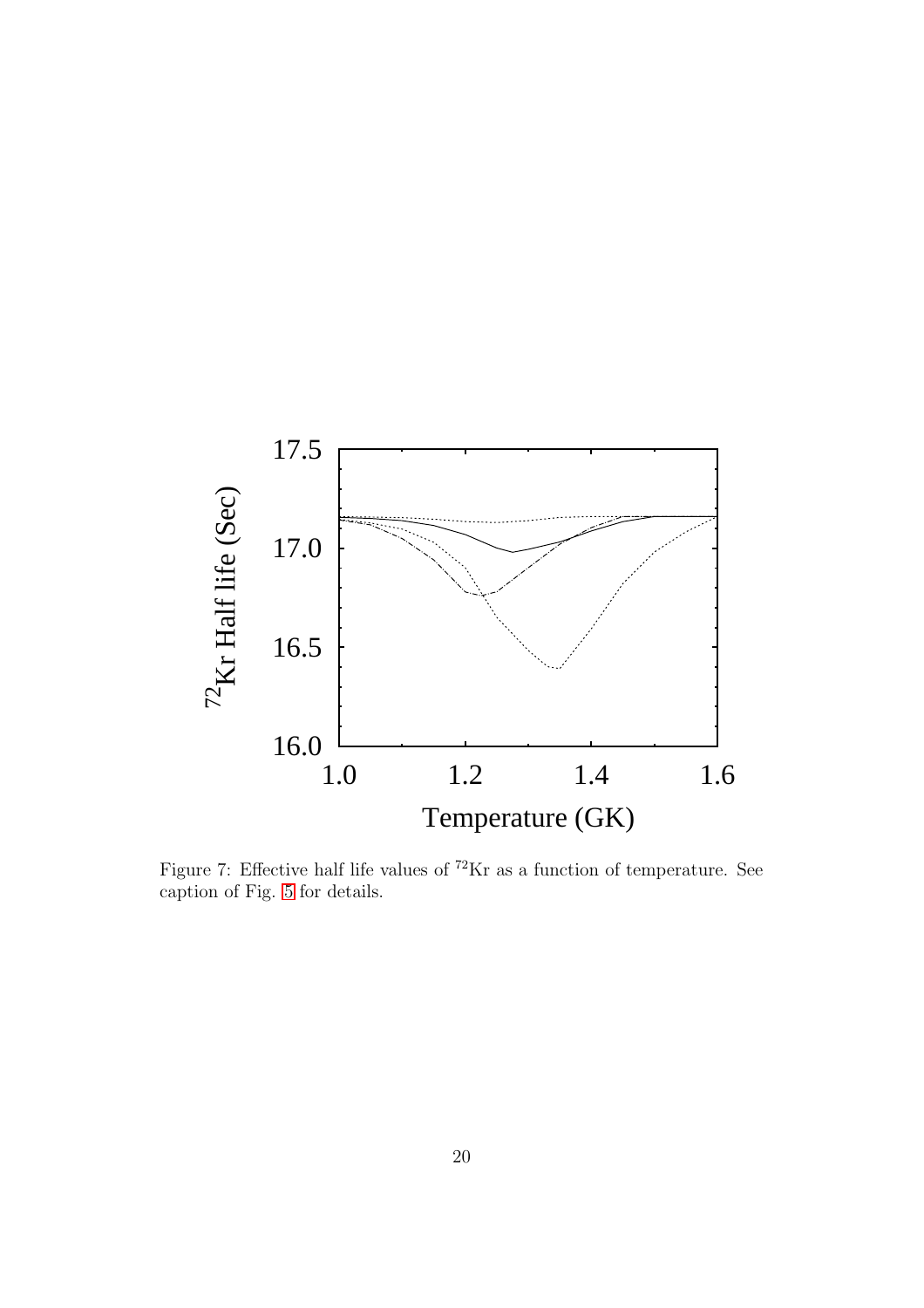Figure 7: Effective half life values of $^{72}$Kr as a function of temperature. See caption of Fig. 5 for details.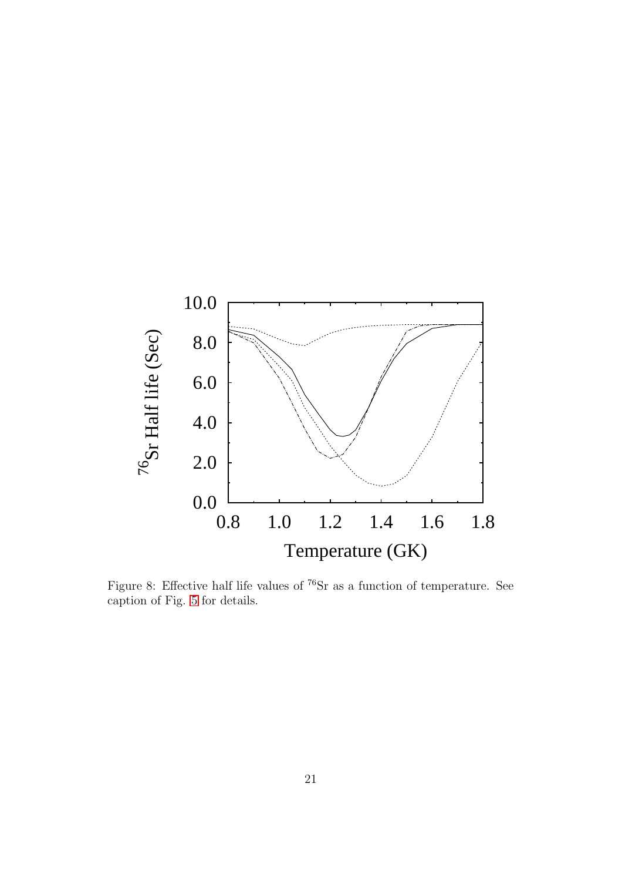Figure 8: Effective half life values of $^{76}$Sr as a function of temperature. See caption of Fig. 5 for details.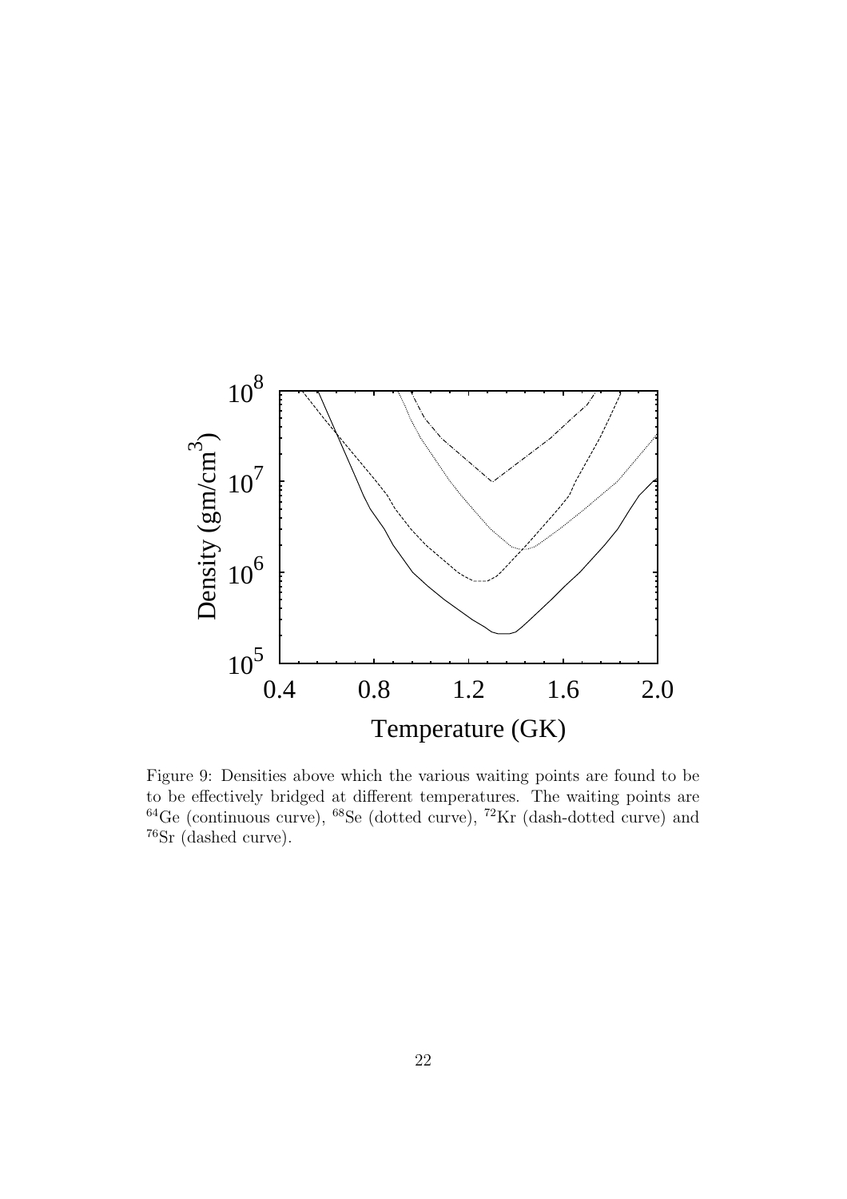Density (gm/cm$^3$)

$10^8$

$10^7$

$10^6$

$10^5$

0.4 0.8 1.2 1.6 2.0

Temperature (GK)

Figure 9: Densities above which the various waiting points are found to be to be effectively bridged at different temperatures. The waiting points are $^{64}$Ge (continuous curve), $^{68}$Se (dotted curve), $^{72}$Kr (dash-dotted curve) and $^{76}$Sr (dashed curve).